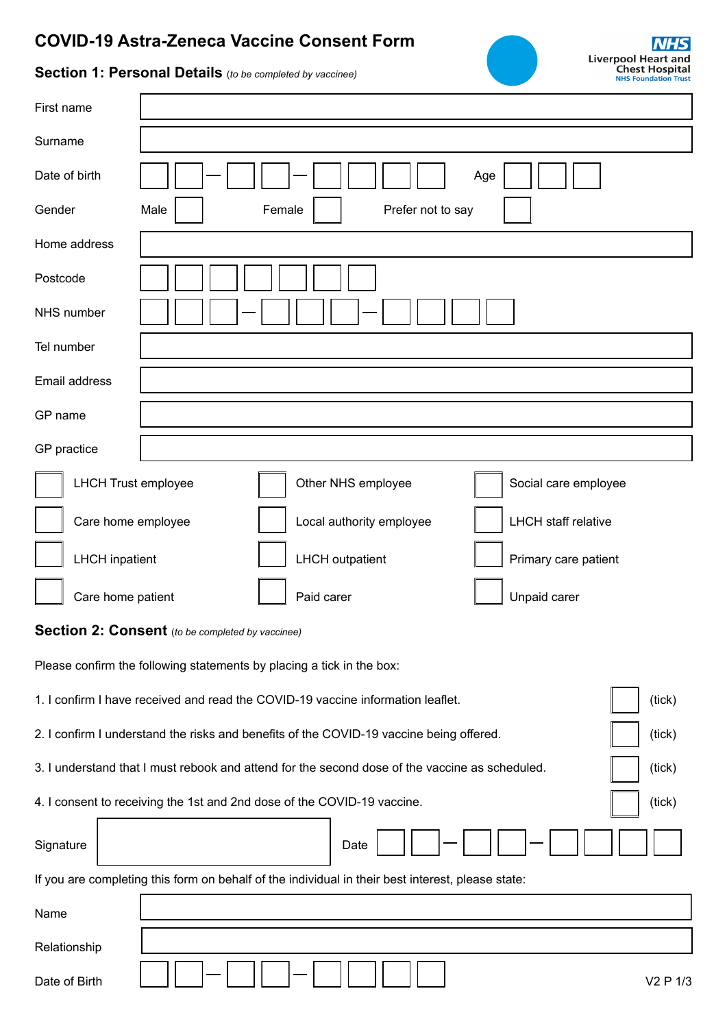# COVID-19 Astra-Zeneca Vaccine Consent Form

NHS Liverpool Heart and Chest Hospital NHS Foundation Trust

## Section 1: Personal Details *(to be completed by vaccinee)*

| | |
|---|---|
| First name | |
| Surname | |
| Date of birth | ☐☐ – ☐☐ – ☐☐☐☐ Age ☐☐☐ |
| Gender | Male ☐ Female ☐ Prefer not to say ☐ |
| Home address | |
| Postcode | ☐☐☐☐☐☐☐ |
| NHS number | ☐☐☐ – ☐☐☐ – ☐☐☐☐ |
| Tel number | |
| Email address | |
| GP name | |
| GP practice | |

| | | |
|---|---|---|
| ☐ LHCH Trust employee | ☐ Other NHS employee | ☐ Social care employee |
| ☐ Care home employee | ☐ Local authority employee | ☐ LHCH staff relative |
| ☐ LHCH inpatient | ☐ LHCH outpatient | ☐ Primary care patient |
| ☐ Care home patient | ☐ Paid carer | ☐ Unpaid carer |

## Section 2: Consent *(to be completed by vaccinee)*

Please confirm the following statements by placing a tick in the box:

1. I confirm I have received and read the COVID-19 vaccine information leaflet. ☐ (tick)
2. I confirm I understand the risks and benefits of the COVID-19 vaccine being offered. ☐ (tick)
3. I understand that I must rebook and attend for the second dose of the vaccine as scheduled. ☐ (tick)
4. I consent to receiving the 1st and 2nd dose of the COVID-19 vaccine. ☐ (tick)

Signature ____________________ Date ☐☐ – ☐☐ – ☐☐☐☐

If you are completing this form on behalf of the individual in their best interest, please state:

| | |
|---|---|
| Name | |
| Relationship | |
| Date of Birth | ☐☐ – ☐☐ – ☐☐☐☐ |

V2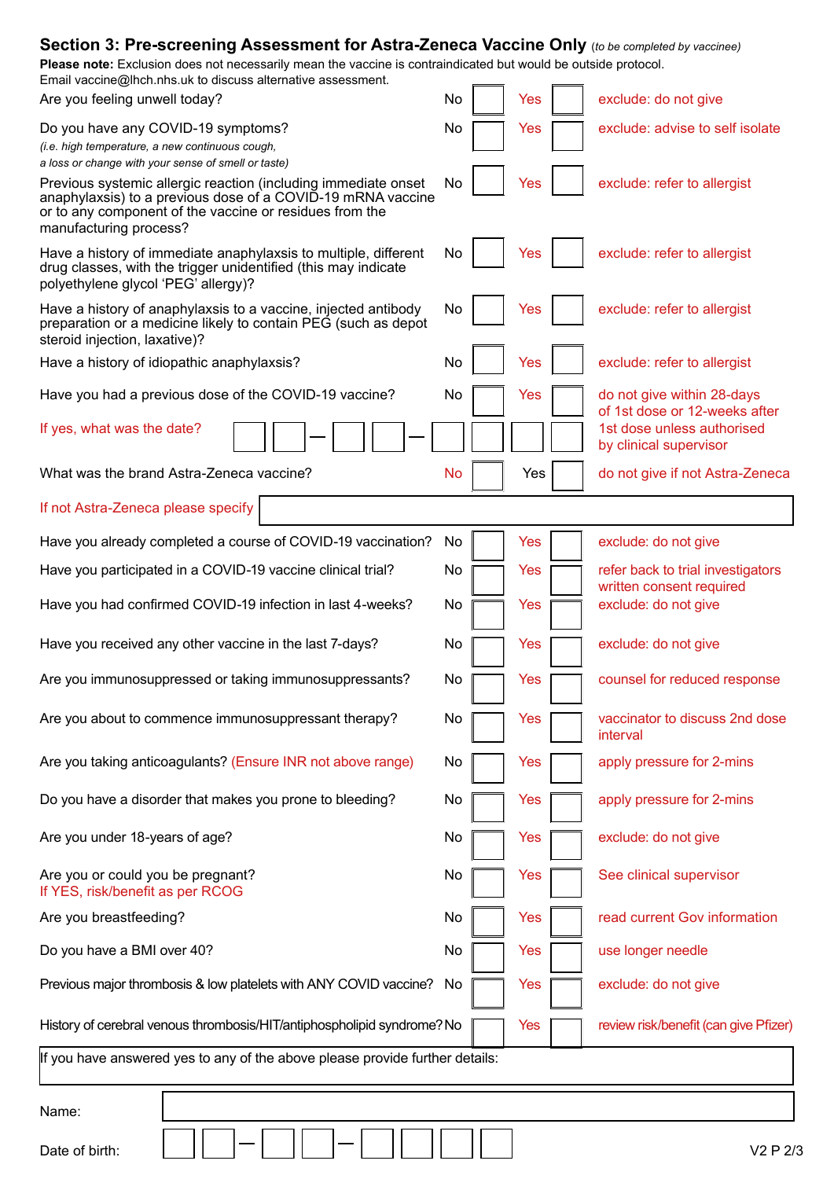## Section 3: Pre-screening Assessment for Astra-Zeneca Vaccine Only *(to be completed by vaccinee)*

**Please note:** Exclusion does not necessarily mean the vaccine is contraindicated but would be outside protocol. Email vaccine@lhch.nhs.uk to discuss alternative assessment.

| Question | No | Yes | Action |
|---|---|---|---|
| Are you feeling unwell today? | No ☐ | Yes ☐ | exclude: do not give |
| Do you have any COVID-19 symptoms? *(i.e. high temperature, a new continuous cough, a loss or change with your sense of smell or taste)* | No ☐ | Yes ☐ | exclude: advise to self isolate |
| Previous systemic allergic reaction (including immediate onset anaphylaxsis) to a previous dose of a COVID-19 mRNA vaccine or to any component of the vaccine or residues from the manufacturing process? | No ☐ | Yes ☐ | exclude: refer to allergist |
| Have a history of immediate anaphylaxsis to multiple, different drug classes, with the trigger unidentified (this may indicate polyethylene glycol 'PEG' allergy)? | No ☐ | Yes ☐ | exclude: refer to allergist |
| Have a history of anaphylaxsis to a vaccine, injected antibody preparation or a medicine likely to contain PEG (such as depot steroid injection, laxative)? | No ☐ | Yes ☐ | exclude: refer to allergist |
| Have a history of idiopathic anaphylaxsis? | No ☐ | Yes ☐ | exclude: refer to allergist |
| Have you had a previous dose of the COVID-19 vaccine? | No ☐ | Yes ☐ | do not give within 28-days of 1st dose or 12-weeks after 1st dose unless authorised by clinical supervisor |
| If yes, what was the date? ☐☐ – ☐☐ – ☐☐☐☐ | | | |
| What was the brand Astra-Zeneca vaccine? | No ☐ | Yes ☐ | do not give if not Astra-Zeneca |
| If not Astra-Zeneca please specify | | | |
| Have you already completed a course of COVID-19 vaccination? | No ☐ | Yes ☐ | exclude: do not give |
| Have you participated in a COVID-19 vaccine clinical trial? | No ☐ | Yes ☐ | refer back to trial investigators written consent required |
| Have you had confirmed COVID-19 infection in last 4-weeks? | No ☐ | Yes ☐ | exclude: do not give |
| Have you received any other vaccine in the last 7-days? | No ☐ | Yes ☐ | exclude: do not give |
| Are you immunosuppressed or taking immunosuppressants? | No ☐ | Yes ☐ | counsel for reduced response |
| Are you about to commence immunosuppressant therapy? | No ☐ | Yes ☐ | vaccinator to discuss 2nd dose interval |
| Are you taking anticoagulants? (Ensure INR not above range) | No ☐ | Yes ☐ | apply pressure for 2-mins |
| Do you have a disorder that makes you prone to bleeding? | No ☐ | Yes ☐ | apply pressure for 2-mins |
| Are you under 18-years of age? | No ☐ | Yes ☐ | exclude: do not give |
| Are you or could you be pregnant? If YES, risk/benefit as per RCOG | No ☐ | Yes ☐ | See clinical supervisor |
| Are you breastfeeding? | No ☐ | Yes ☐ | read current Gov information |
| Do you have a BMI over 40? | No ☐ | Yes ☐ | use longer needle |
| Previous major thrombosis & low platelets with ANY COVID vaccine? | No ☐ | Yes ☐ | exclude: do not give |
| History of cerebral venous thrombosis/HIT/antiphospholipid syndrome? | No ☐ | Yes ☐ | review risk/benefit (can give Pfizer) |

If you have answered yes to any of the above please provide further details:

Name:

Date of birth: ☐☐ – ☐☐ – ☐☐☐☐

V2 P 2/3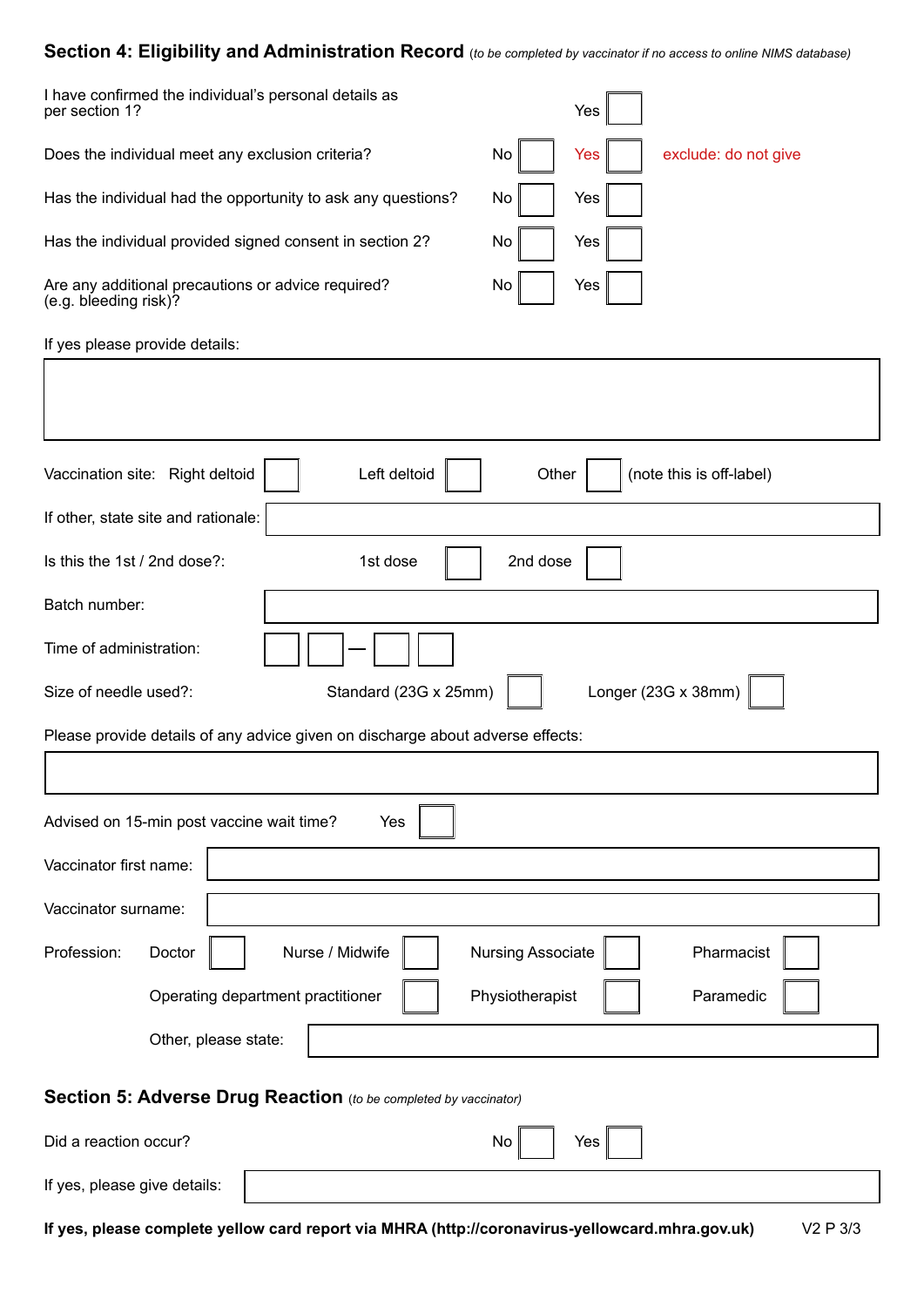## Section 4: Eligibility and Administration Record *(to be completed by vaccinator if no access to online NIMS database)*

I have confirmed the individual's personal details as per section 1? Yes ☐

Does the individual meet any exclusion criteria? No ☐ Yes ☐ exclude: do not give

Has the individual had the opportunity to ask any questions? No ☐ Yes ☐

Has the individual provided signed consent in section 2? No ☐ Yes ☐

Are any additional precautions or advice required? (e.g. bleeding risk)? No ☐ Yes ☐

If yes please provide details:

Vaccination site: Right deltoid ☐ Left deltoid ☐ Other ☐ (note this is off-label)

If other, state site and rationale:

Is this the 1st / 2nd dose?: 1st dose ☐ 2nd dose ☐

Batch number:

Time of administration: ☐☐ — ☐☐

Size of needle used?: Standard (23G x 25mm) ☐ Longer (23G x 38mm) ☐

Please provide details of any advice given on discharge about adverse effects:

Advised on 15-min post vaccine wait time? Yes ☐

Vaccinator first name:

Vaccinator surname:

Profession: Doctor ☐ Nurse / Midwife ☐ Nursing Associate ☐ Pharmacist ☐

Operating department practitioner ☐ Physiotherapist ☐ Paramedic ☐

Other, please state:

## Section 5: Adverse Drug Reaction *(to be completed by vaccinator)*

Did a reaction occur? No ☐ Yes ☐

If yes, please give details:

**If yes, please complete yellow card report via MHRA (http://coronavirus-yellowcard.mhra.gov.uk)**

V2